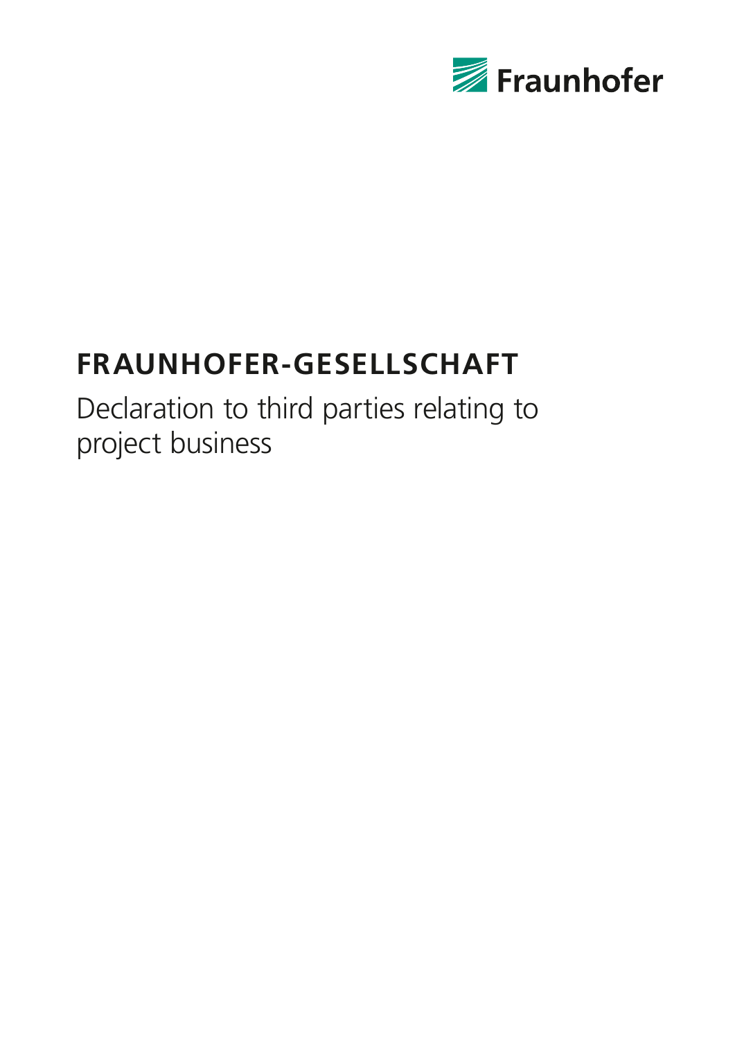Fraunhofer

# FRAUNHOFER-GESELLSCHAFT

Declaration to third parties relating to project business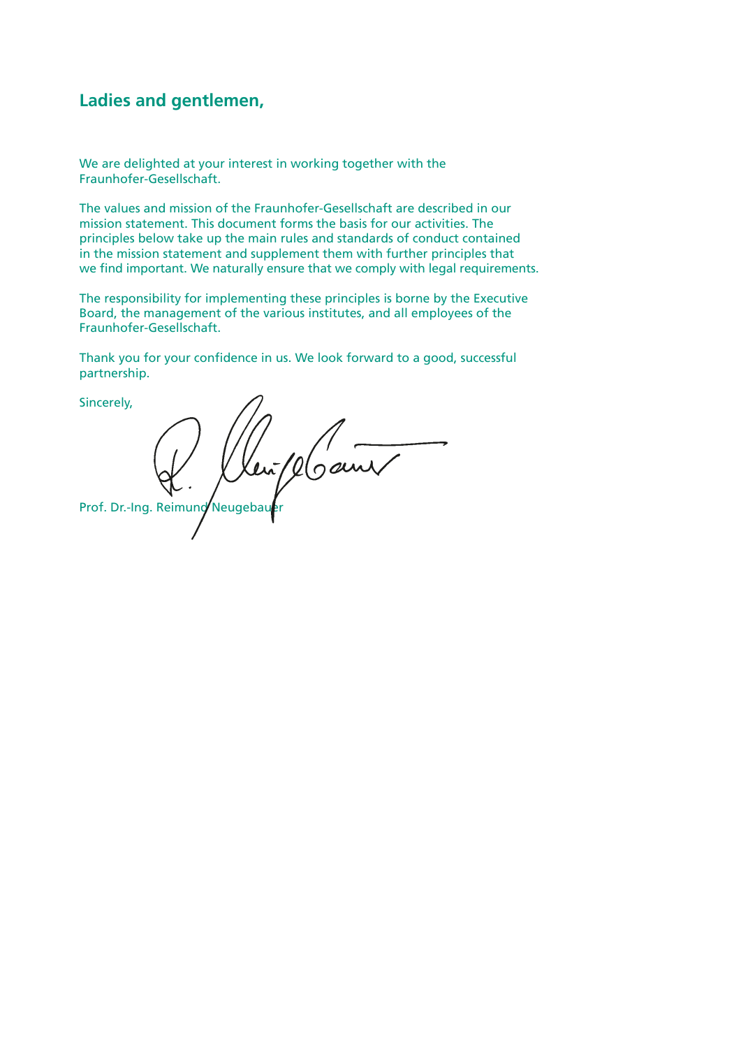## Ladies and gentlemen,

We are delighted at your interest in working together with the Fraunhofer-Gesellschaft.

The values and mission of the Fraunhofer-Gesellschaft are described in our mission statement. This document forms the basis for our activities. The principles below take up the main rules and standards of conduct contained in the mission statement and supplement them with further principles that we find important. We naturally ensure that we comply with legal requirements.

The responsibility for implementing these principles is borne by the Executive Board, the management of the various institutes, and all employees of the Fraunhofer-Gesellschaft.

Thank you for your confidence in us. We look forward to a good, successful partnership.

Sincerely,

Prof. Dr.-Ing. Reimund Neugebauer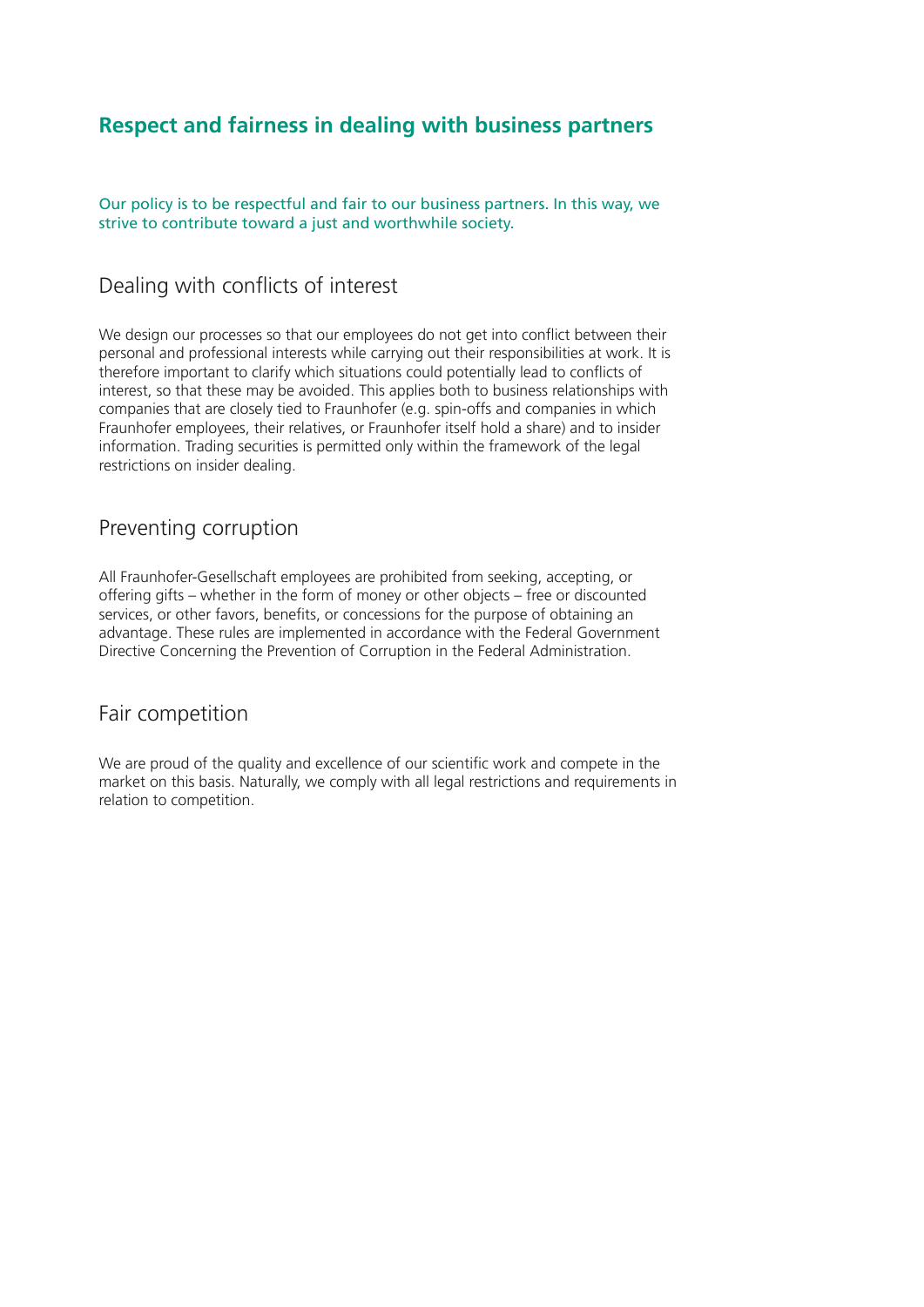## Respect and fairness in dealing with business partners

Our policy is to be respectful and fair to our business partners. In this way, we strive to contribute toward a just and worthwhile society.

### Dealing with conflicts of interest

We design our processes so that our employees do not get into conflict between their personal and professional interests while carrying out their responsibilities at work. It is therefore important to clarify which situations could potentially lead to conflicts of interest, so that these may be avoided. This applies both to business relationships with companies that are closely tied to Fraunhofer (e.g. spin-offs and companies in which Fraunhofer employees, their relatives, or Fraunhofer itself hold a share) and to insider information. Trading securities is permitted only within the framework of the legal restrictions on insider dealing.

### Preventing corruption

All Fraunhofer-Gesellschaft employees are prohibited from seeking, accepting, or offering gifts – whether in the form of money or other objects – free or discounted services, or other favors, benefits, or concessions for the purpose of obtaining an advantage. These rules are implemented in accordance with the Federal Government Directive Concerning the Prevention of Corruption in the Federal Administration.

### Fair competition

We are proud of the quality and excellence of our scientific work and compete in the market on this basis. Naturally, we comply with all legal restrictions and requirements in relation to competition.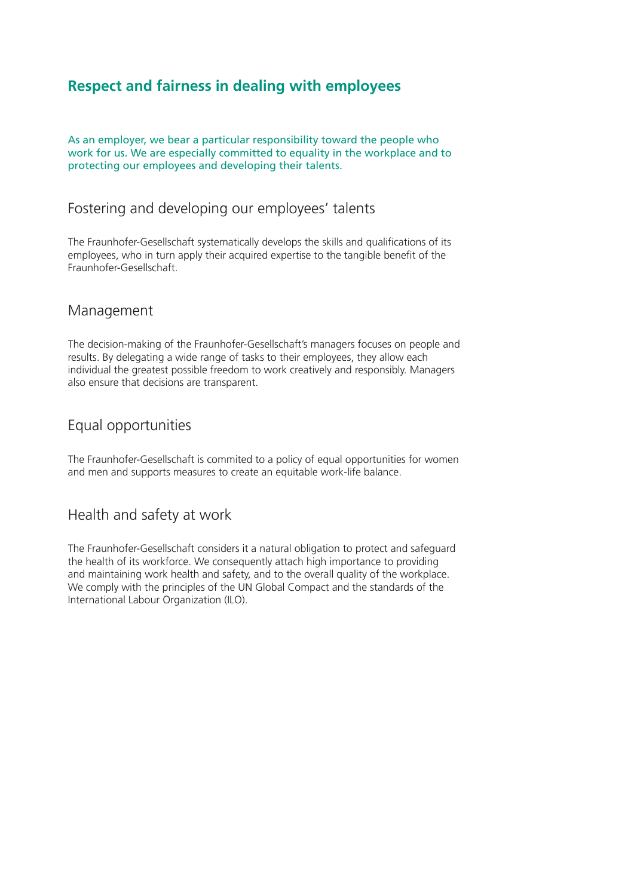## Respect and fairness in dealing with employees

As an employer, we bear a particular responsibility toward the people who work for us. We are especially committed to equality in the workplace and to protecting our employees and developing their talents.

### Fostering and developing our employees' talents

The Fraunhofer-Gesellschaft systematically develops the skills and qualifications of its employees, who in turn apply their acquired expertise to the tangible benefit of the Fraunhofer-Gesellschaft.

### Management

The decision-making of the Fraunhofer-Gesellschaft's managers focuses on people and results. By delegating a wide range of tasks to their employees, they allow each individual the greatest possible freedom to work creatively and responsibly. Managers also ensure that decisions are transparent.

### Equal opportunities

The Fraunhofer-Gesellschaft is commited to a policy of equal opportunities for women and men and supports measures to create an equitable work-life balance.

### Health and safety at work

The Fraunhofer-Gesellschaft considers it a natural obligation to protect and safeguard the health of its workforce. We consequently attach high importance to providing and maintaining work health and safety, and to the overall quality of the workplace. We comply with the principles of the UN Global Compact and the standards of the International Labour Organization (ILO).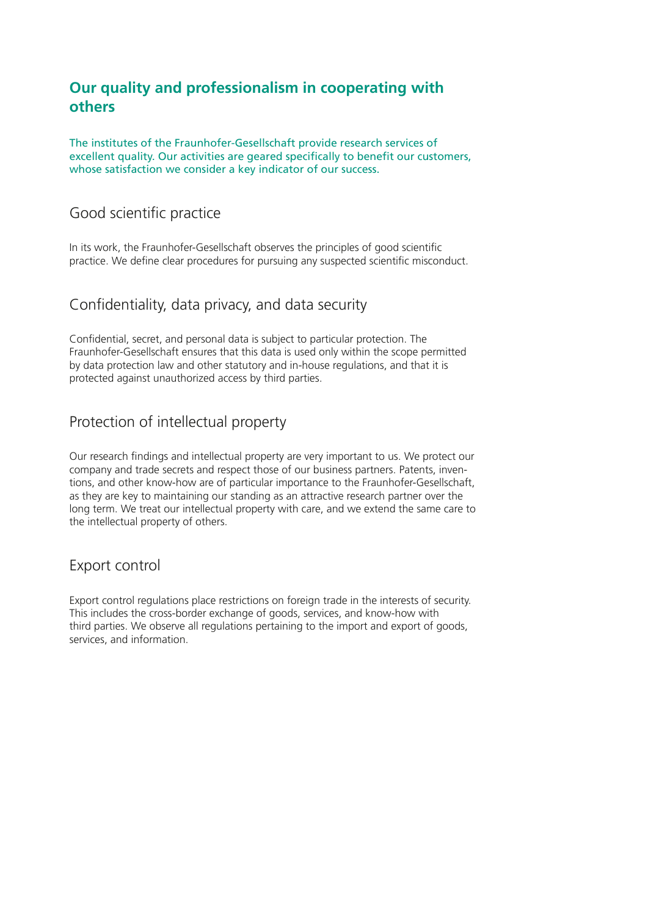## Our quality and professionalism in cooperating with others

The institutes of the Fraunhofer-Gesellschaft provide research services of excellent quality. Our activities are geared specifically to benefit our customers, whose satisfaction we consider a key indicator of our success.

### Good scientific practice

In its work, the Fraunhofer-Gesellschaft observes the principles of good scientific practice. We define clear procedures for pursuing any suspected scientific misconduct.

### Confidentiality, data privacy, and data security

Confidential, secret, and personal data is subject to particular protection. The Fraunhofer-Gesellschaft ensures that this data is used only within the scope permitted by data protection law and other statutory and in-house regulations, and that it is protected against unauthorized access by third parties.

### Protection of intellectual property

Our research findings and intellectual property are very important to us. We protect our company and trade secrets and respect those of our business partners. Patents, inventions, and other know-how are of particular importance to the Fraunhofer-Gesellschaft, as they are key to maintaining our standing as an attractive research partner over the long term. We treat our intellectual property with care, and we extend the same care to the intellectual property of others.

### Export control

Export control regulations place restrictions on foreign trade in the interests of security. This includes the cross-border exchange of goods, services, and know-how with third parties. We observe all regulations pertaining to the import and export of goods, services, and information.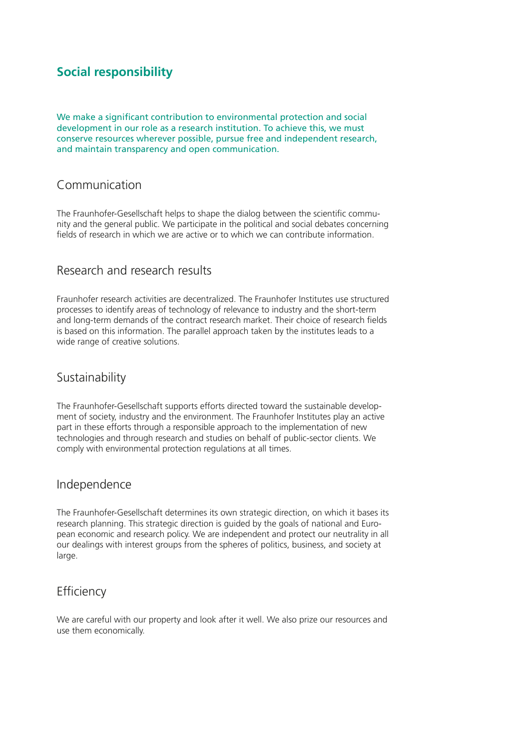## Social responsibility

We make a significant contribution to environmental protection and social development in our role as a research institution. To achieve this, we must conserve resources wherever possible, pursue free and independent research, and maintain transparency and open communication.

### Communication

The Fraunhofer-Gesellschaft helps to shape the dialog between the scientific community and the general public. We participate in the political and social debates concerning fields of research in which we are active or to which we can contribute information.

### Research and research results

Fraunhofer research activities are decentralized. The Fraunhofer Institutes use structured processes to identify areas of technology of relevance to industry and the short-term and long-term demands of the contract research market. Their choice of research fields is based on this information. The parallel approach taken by the institutes leads to a wide range of creative solutions.

### Sustainability

The Fraunhofer-Gesellschaft supports efforts directed toward the sustainable development of society, industry and the environment. The Fraunhofer Institutes play an active part in these efforts through a responsible approach to the implementation of new technologies and through research and studies on behalf of public-sector clients. We comply with environmental protection regulations at all times.

### Independence

The Fraunhofer-Gesellschaft determines its own strategic direction, on which it bases its research planning. This strategic direction is guided by the goals of national and European economic and research policy. We are independent and protect our neutrality in all our dealings with interest groups from the spheres of politics, business, and society at large.

### Efficiency

We are careful with our property and look after it well. We also prize our resources and use them economically.